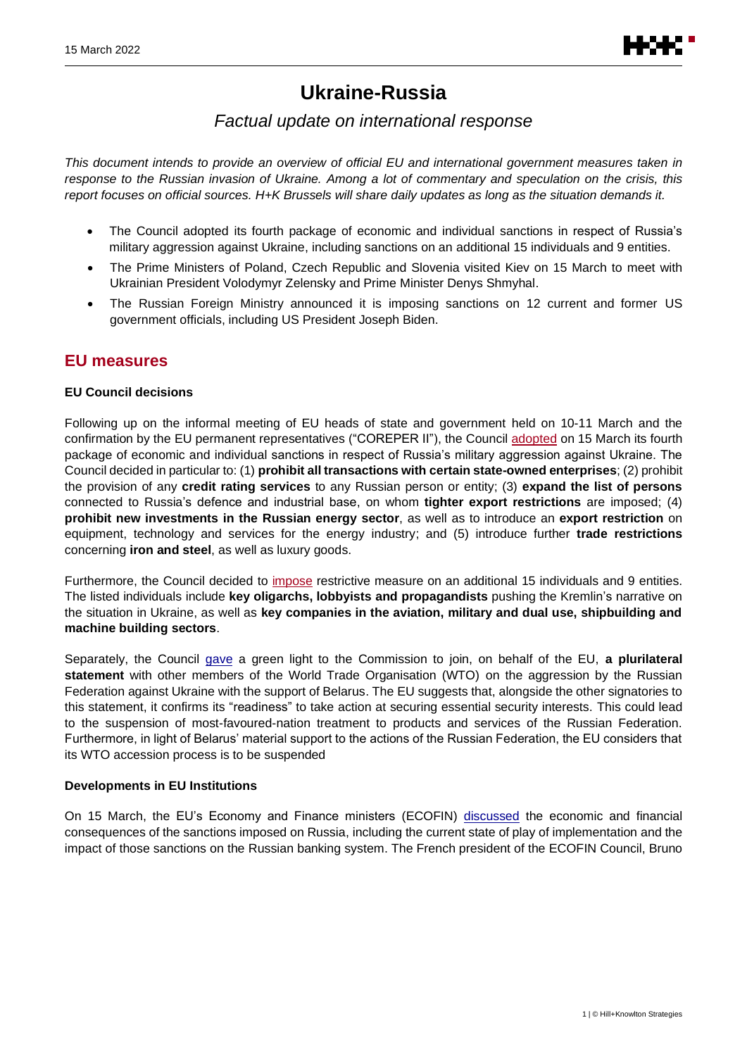# Ukraine-Russia

*Factual update on international response*

*This document intends to provide an overview of official EU and international government measures taken in response to the Russian invasion of Ukraine. Among a lot of commentary and speculation on the crisis, this report focuses on official sources. H+K Brussels will share daily updates as long as the situation demands it.*

- The Council adopted its fourth package of economic and individual sanctions in respect of Russia's military aggression against Ukraine, including sanctions on an additional 15 individuals and 9 entities.
- The Prime Ministers of Poland, Czech Republic and Slovenia visited Kiev on 15 March to meet with Ukrainian President Volodymyr Zelensky and Prime Minister Denys Shmyhal.
- The Russian Foreign Ministry announced it is imposing sanctions on 12 current and former US government officials, including US President Joseph Biden.

## EU measures

### EU Council decisions

Following up on the informal meeting of EU heads of state and government held on 10-11 March and the confirmation by the EU permanent representatives ("COREPER II"), the Council adopted on 15 March its fourth package of economic and individual sanctions in respect of Russia's military aggression against Ukraine. The Council decided in particular to: (1) **prohibit all transactions with certain state-owned enterprises**; (2) prohibit the provision of any **credit rating services** to any Russian person or entity; (3) **expand the list of persons** connected to Russia's defence and industrial base, on whom **tighter export restrictions** are imposed; (4) **prohibit new investments in the Russian energy sector**, as well as to introduce an **export restriction** on equipment, technology and services for the energy industry; and (5) introduce further **trade restrictions** concerning **iron and steel**, as well as luxury goods.

Furthermore, the Council decided to impose restrictive measure on an additional 15 individuals and 9 entities. The listed individuals include **key oligarchs, lobbyists and propagandists** pushing the Kremlin's narrative on the situation in Ukraine, as well as **key companies in the aviation, military and dual use, shipbuilding and machine building sectors**.

Separately, the Council gave a green light to the Commission to join, on behalf of the EU, **a plurilateral statement** with other members of the World Trade Organisation (WTO) on the aggression by the Russian Federation against Ukraine with the support of Belarus. The EU suggests that, alongside the other signatories to this statement, it confirms its "readiness" to take action at securing essential security interests. This could lead to the suspension of most-favoured-nation treatment to products and services of the Russian Federation. Furthermore, in light of Belarus' material support to the actions of the Russian Federation, the EU considers that its WTO accession process is to be suspended

### Developments in EU Institutions

On 15 March, the EU's Economy and Finance ministers (ECOFIN) discussed the economic and financial consequences of the sanctions imposed on Russia, including the current state of play of implementation and the impact of those sanctions on the Russian banking system. The French president of the ECOFIN Council, Bruno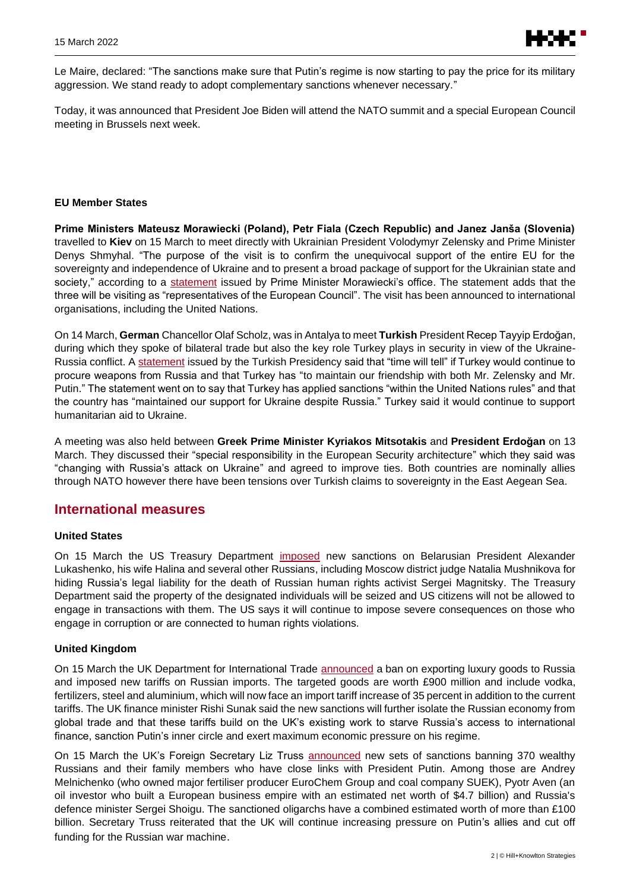Le Maire, declared: "The sanctions make sure that Putin's regime is now starting to pay the price for its military aggression. We stand ready to adopt complementary sanctions whenever necessary."

Today, it was announced that President Joe Biden will attend the NATO summit and a special European Council meeting in Brussels next week.

### EU Member States

**Prime Ministers Mateusz Morawiecki (Poland), Petr Fiala (Czech Republic) and Janez Janša (Slovenia)** travelled to **Kiev** on 15 March to meet directly with Ukrainian President Volodymyr Zelensky and Prime Minister Denys Shmyhal. "The purpose of the visit is to confirm the unequivocal support of the entire EU for the sovereignty and independence of Ukraine and to present a broad package of support for the Ukrainian state and society," according to a statement issued by Prime Minister Morawiecki's office. The statement adds that the three will be visiting as "representatives of the European Council". The visit has been announced to international organisations, including the United Nations.

On 14 March, **German** Chancellor Olaf Scholz, was in Antalya to meet **Turkish** President Recep Tayyip Erdoğan, during which they spoke of bilateral trade but also the key role Turkey plays in security in view of the Ukraine-Russia conflict. A statement issued by the Turkish Presidency said that "time will tell" if Turkey would continue to procure weapons from Russia and that Turkey has "to maintain our friendship with both Mr. Zelensky and Mr. Putin." The statement went on to say that Turkey has applied sanctions "within the United Nations rules" and that the country has "maintained our support for Ukraine despite Russia." Turkey said it would continue to support humanitarian aid to Ukraine.

A meeting was also held between **Greek Prime Minister Kyriakos Mitsotakis** and **President Erdoğan** on 13 March. They discussed their "special responsibility in the European Security architecture" which they said was "changing with Russia's attack on Ukraine" and agreed to improve ties. Both countries are nominally allies through NATO however there have been tensions over Turkish claims to sovereignty in the East Aegean Sea.

## International measures

### United States

On 15 March the US Treasury Department imposed new sanctions on Belarusian President Alexander Lukashenko, his wife Halina and several other Russians, including Moscow district judge Natalia Mushnikova for hiding Russia's legal liability for the death of Russian human rights activist Sergei Magnitsky. The Treasury Department said the property of the designated individuals will be seized and US citizens will not be allowed to engage in transactions with them. The US says it will continue to impose severe consequences on those who engage in corruption or are connected to human rights violations.

### United Kingdom

On 15 March the UK Department for International Trade announced a ban on exporting luxury goods to Russia and imposed new tariffs on Russian imports. The targeted goods are worth £900 million and include vodka, fertilizers, steel and aluminium, which will now face an import tariff increase of 35 percent in addition to the current tariffs. The UK finance minister Rishi Sunak said the new sanctions will further isolate the Russian economy from global trade and that these tariffs build on the UK's existing work to starve Russia's access to international finance, sanction Putin's inner circle and exert maximum economic pressure on his regime.

On 15 March the UK's Foreign Secretary Liz Truss announced new sets of sanctions banning 370 wealthy Russians and their family members who have close links with President Putin. Among those are Andrey Melnichenko (who owned major fertiliser producer EuroChem Group and coal company SUEK), Pyotr Aven (an oil investor who built a European business empire with an estimated net worth of $4.7 billion) and Russia's defence minister Sergei Shoigu. The sanctioned oligarchs have a combined estimated worth of more than £100 billion. Secretary Truss reiterated that the UK will continue increasing pressure on Putin's allies and cut off funding for the Russian war machine.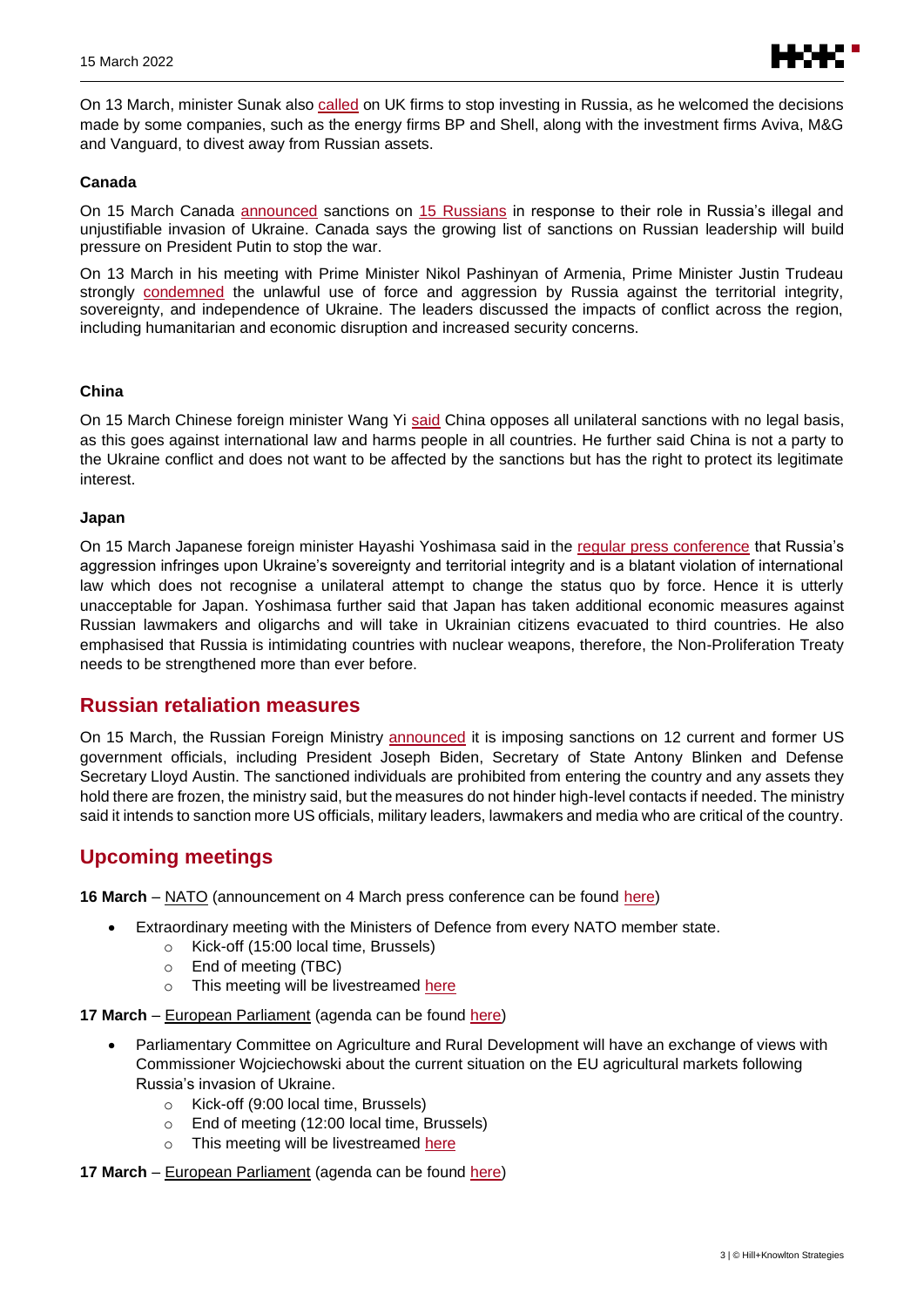On 13 March, minister Sunak also called on UK firms to stop investing in Russia, as he welcomed the decisions made by some companies, such as the energy firms BP and Shell, along with the investment firms Aviva, M&G and Vanguard, to divest away from Russian assets.

#### Canada

On 15 March Canada announced sanctions on 15 Russians in response to their role in Russia's illegal and unjustifiable invasion of Ukraine. Canada says the growing list of sanctions on Russian leadership will build pressure on President Putin to stop the war.

On 13 March in his meeting with Prime Minister Nikol Pashinyan of Armenia, Prime Minister Justin Trudeau strongly condemned the unlawful use of force and aggression by Russia against the territorial integrity, sovereignty, and independence of Ukraine. The leaders discussed the impacts of conflict across the region, including humanitarian and economic disruption and increased security concerns.

#### China

On 15 March Chinese foreign minister Wang Yi said China opposes all unilateral sanctions with no legal basis, as this goes against international law and harms people in all countries. He further said China is not a party to the Ukraine conflict and does not want to be affected by the sanctions but has the right to protect its legitimate interest.

#### Japan

On 15 March Japanese foreign minister Hayashi Yoshimasa said in the regular press conference that Russia's aggression infringes upon Ukraine's sovereignty and territorial integrity and is a blatant violation of international law which does not recognise a unilateral attempt to change the status quo by force. Hence it is utterly unacceptable for Japan. Yoshimasa further said that Japan has taken additional economic measures against Russian lawmakers and oligarchs and will take in Ukrainian citizens evacuated to third countries. He also emphasised that Russia is intimidating countries with nuclear weapons, therefore, the Non-Proliferation Treaty needs to be strengthened more than ever before.

## Russian retaliation measures

On 15 March, the Russian Foreign Ministry announced it is imposing sanctions on 12 current and former US government officials, including President Joseph Biden, Secretary of State Antony Blinken and Defense Secretary Lloyd Austin. The sanctioned individuals are prohibited from entering the country and any assets they hold there are frozen, the ministry said, but the measures do not hinder high-level contacts if needed. The ministry said it intends to sanction more US officials, military leaders, lawmakers and media who are critical of the country.

## Upcoming meetings

**16 March** – NATO (announcement on 4 March press conference can be found here)

- Extraordinary meeting with the Ministers of Defence from every NATO member state.
  - Kick-off (15:00 local time, Brussels)
  - End of meeting (TBC)
  - This meeting will be livestreamed here

**17 March** – European Parliament (agenda can be found here)

- Parliamentary Committee on Agriculture and Rural Development will have an exchange of views with Commissioner Wojciechowski about the current situation on the EU agricultural markets following Russia's invasion of Ukraine.
  - Kick-off (9:00 local time, Brussels)
  - End of meeting (12:00 local time, Brussels)
  - This meeting will be livestreamed here

**17 March** – European Parliament (agenda can be found here)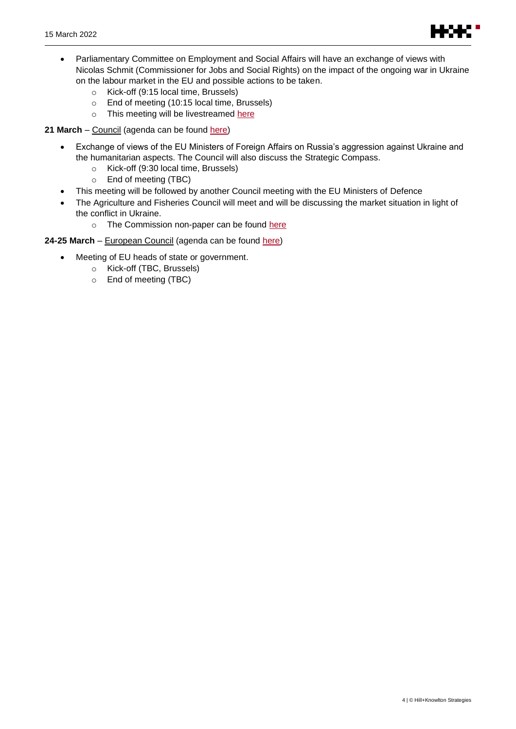- Parliamentary Committee on Employment and Social Affairs will have an exchange of views with Nicolas Schmit (Commissioner for Jobs and Social Rights) on the impact of the ongoing war in Ukraine on the labour market in the EU and possible actions to be taken.
    - Kick-off (9:15 local time, Brussels)
    - End of meeting (10:15 local time, Brussels)
    - This meeting will be livestreamed here

**21 March** – Council (agenda can be found here)

- Exchange of views of the EU Ministers of Foreign Affairs on Russia's aggression against Ukraine and the humanitarian aspects. The Council will also discuss the Strategic Compass.
    - Kick-off (9:30 local time, Brussels)
    - End of meeting (TBC)
- This meeting will be followed by another Council meeting with the EU Ministers of Defence
- The Agriculture and Fisheries Council will meet and will be discussing the market situation in light of the conflict in Ukraine.
    - The Commission non-paper can be found here

**24-25 March** – European Council (agenda can be found here)

- Meeting of EU heads of state or government.
    - Kick-off (TBC, Brussels)
    - End of meeting (TBC)